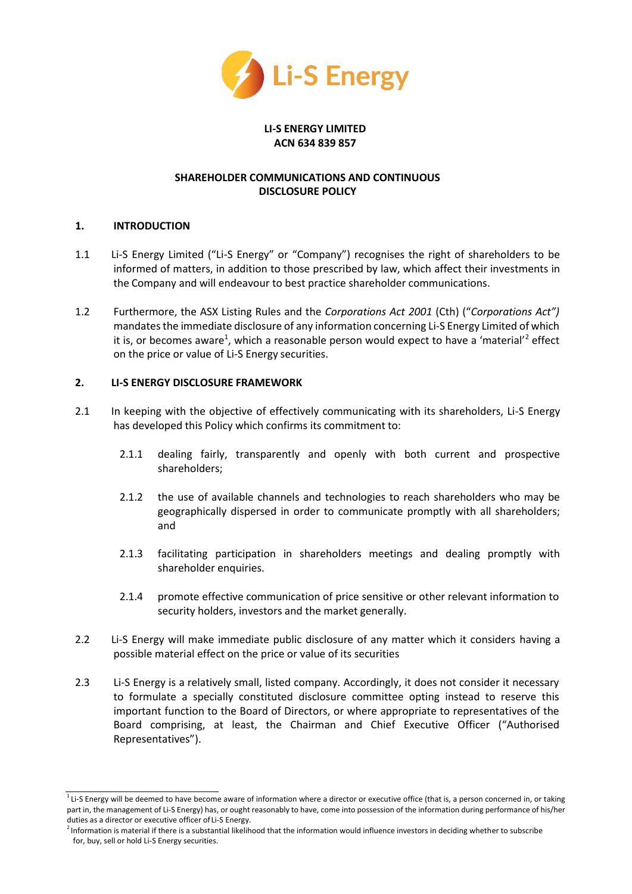**LI-S ENERGY LIMITED**
**ACN 634 839 857**

**SHAREHOLDER COMMUNICATIONS AND CONTINUOUS DISCLOSURE POLICY**

## 1. INTRODUCTION

1.1 Li-S Energy Limited ("Li-S Energy" or "Company") recognises the right of shareholders to be informed of matters, in addition to those prescribed by law, which affect their investments in the Company and will endeavour to best practice shareholder communications.

1.2 Furthermore, the ASX Listing Rules and the *Corporations Act 2001* (Cth) ("*Corporations Act")* mandates the immediate disclosure of any information concerning Li-S Energy Limited of which it is, or becomes aware[1], which a reasonable person would expect to have a 'material'[2] effect on the price or value of Li-S Energy securities.

## 2. LI-S ENERGY DISCLOSURE FRAMEWORK

2.1 In keeping with the objective of effectively communicating with its shareholders, Li-S Energy has developed this Policy which confirms its commitment to:

2.1.1 dealing fairly, transparently and openly with both current and prospective shareholders;

2.1.2 the use of available channels and technologies to reach shareholders who may be geographically dispersed in order to communicate promptly with all shareholders; and

2.1.3 facilitating participation in shareholders meetings and dealing promptly with shareholder enquiries.

2.1.4 promote effective communication of price sensitive or other relevant information to security holders, investors and the market generally.

2.2 Li-S Energy will make immediate public disclosure of any matter which it considers having a possible material effect on the price or value of its securities

2.3 Li-S Energy is a relatively small, listed company. Accordingly, it does not consider it necessary to formulate a specially constituted disclosure committee opting instead to reserve this important function to the Board of Directors, or where appropriate to representatives of the Board comprising, at least, the Chairman and Chief Executive Officer ("Authorised Representatives").

---

[1] Li-S Energy will be deemed to have become aware of information where a director or executive office (that is, a person concerned in, or taking part in, the management of Li-S Energy) has, or ought reasonably to have, come into possession of the information during performance of his/her duties as a director or executive officer of Li-S Energy.

[2] Information is material if there is a substantial likelihood that the information would influence investors in deciding whether to subscribe for, buy, sell or hold Li-S Energy securities.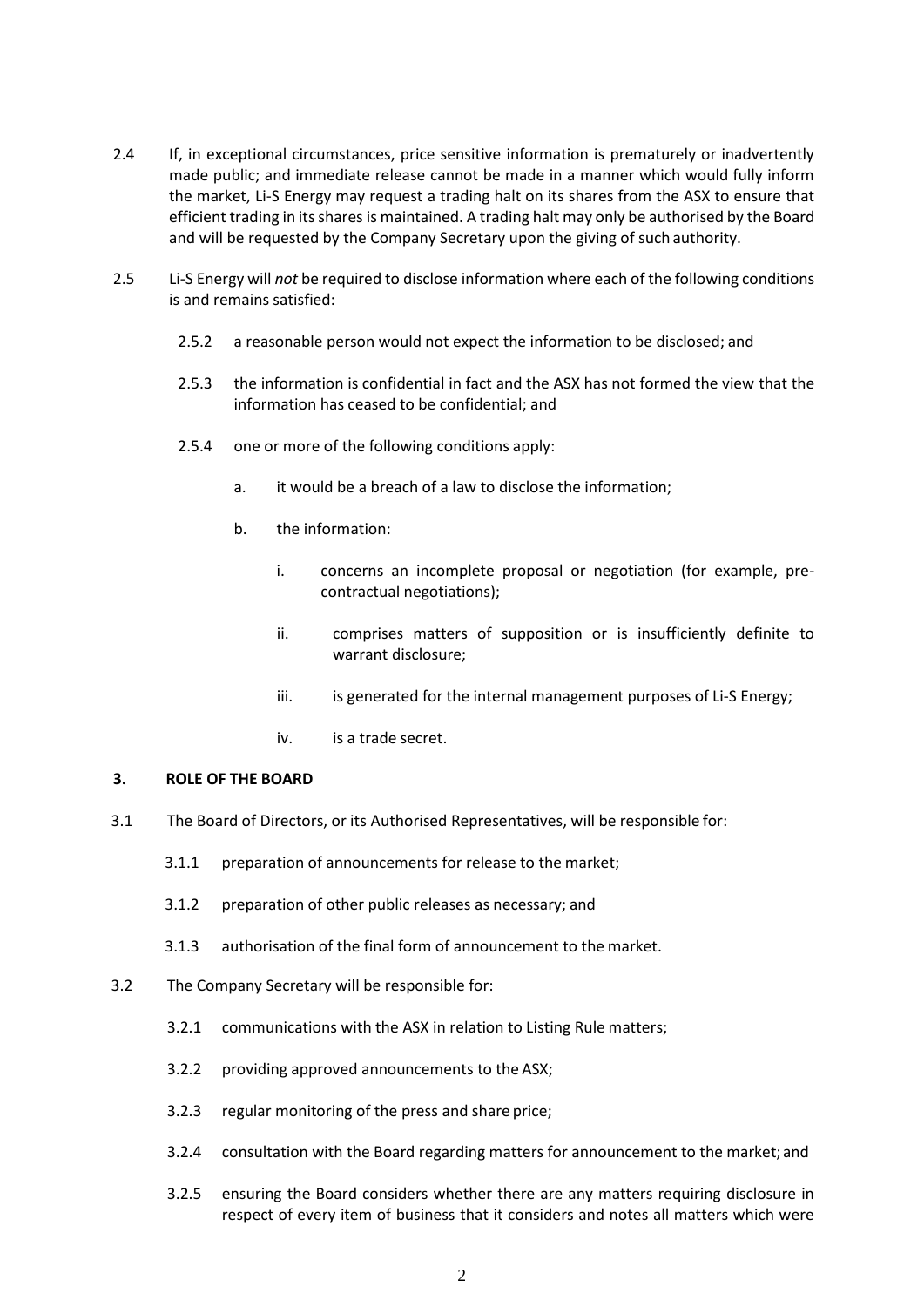2.4 If, in exceptional circumstances, price sensitive information is prematurely or inadvertently made public; and immediate release cannot be made in a manner which would fully inform the market, Li-S Energy may request a trading halt on its shares from the ASX to ensure that efficient trading in its shares is maintained. A trading halt may only be authorised by the Board and will be requested by the Company Secretary upon the giving of such authority.

2.5 Li-S Energy will *not* be required to disclose information where each of the following conditions is and remains satisfied:

2.5.2 a reasonable person would not expect the information to be disclosed; and

2.5.3 the information is confidential in fact and the ASX has not formed the view that the information has ceased to be confidential; and

2.5.4 one or more of the following conditions apply:

a. it would be a breach of a law to disclose the information;

b. the information:

i. concerns an incomplete proposal or negotiation (for example, pre-contractual negotiations);

ii. comprises matters of supposition or is insufficiently definite to warrant disclosure;

iii. is generated for the internal management purposes of Li-S Energy;

iv. is a trade secret.

## 3. ROLE OF THE BOARD

3.1 The Board of Directors, or its Authorised Representatives, will be responsible for:

3.1.1 preparation of announcements for release to the market;

3.1.2 preparation of other public releases as necessary; and

3.1.3 authorisation of the final form of announcement to the market.

3.2 The Company Secretary will be responsible for:

3.2.1 communications with the ASX in relation to Listing Rule matters;

3.2.2 providing approved announcements to the ASX;

3.2.3 regular monitoring of the press and share price;

3.2.4 consultation with the Board regarding matters for announcement to the market; and

3.2.5 ensuring the Board considers whether there are any matters requiring disclosure in respect of every item of business that it considers and notes all matters which were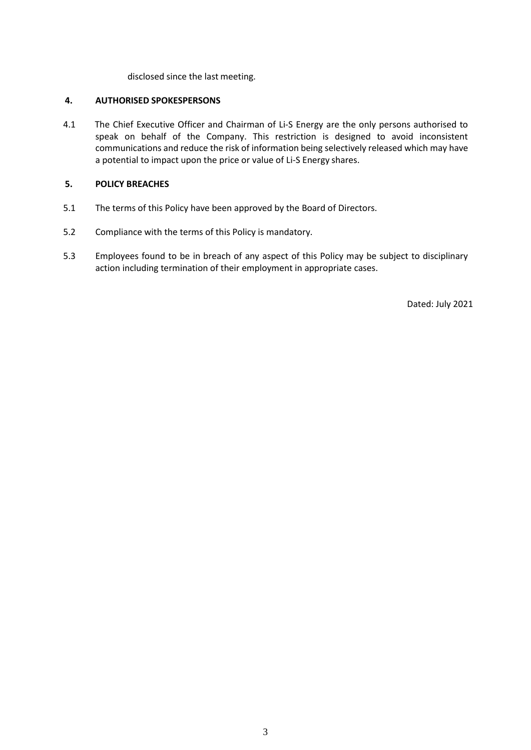disclosed since the last meeting.

## 4. AUTHORISED SPOKESPERSONS

4.1 The Chief Executive Officer and Chairman of Li-S Energy are the only persons authorised to speak on behalf of the Company. This restriction is designed to avoid inconsistent communications and reduce the risk of information being selectively released which may have a potential to impact upon the price or value of Li-S Energy shares.

## 5. POLICY BREACHES

5.1 The terms of this Policy have been approved by the Board of Directors.

5.2 Compliance with the terms of this Policy is mandatory.

5.3 Employees found to be in breach of any aspect of this Policy may be subject to disciplinary action including termination of their employment in appropriate cases.

Dated: July 2021